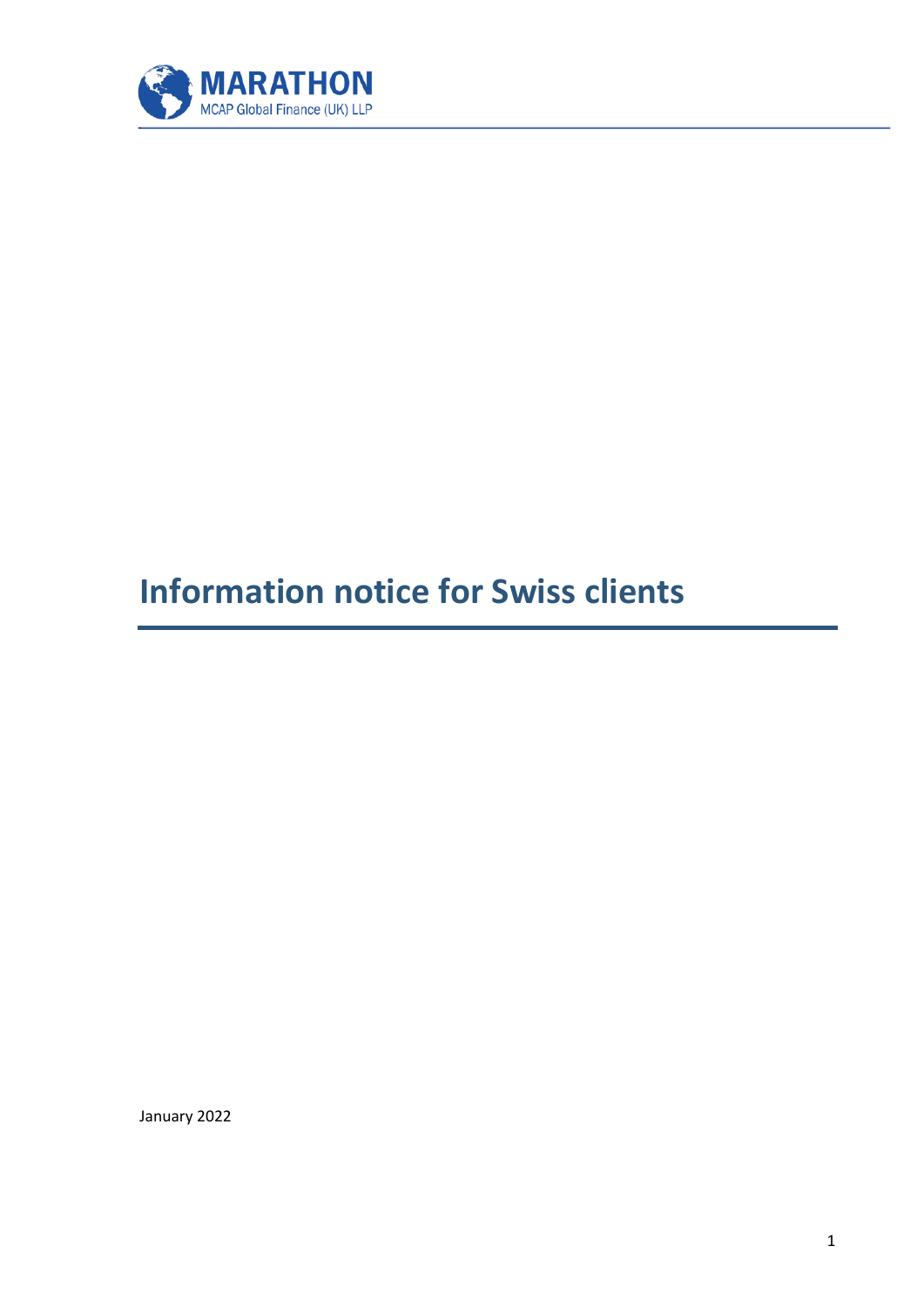MARATHON

MCAP Global Finance (UK) LLP

# Information notice for Swiss clients

January 2022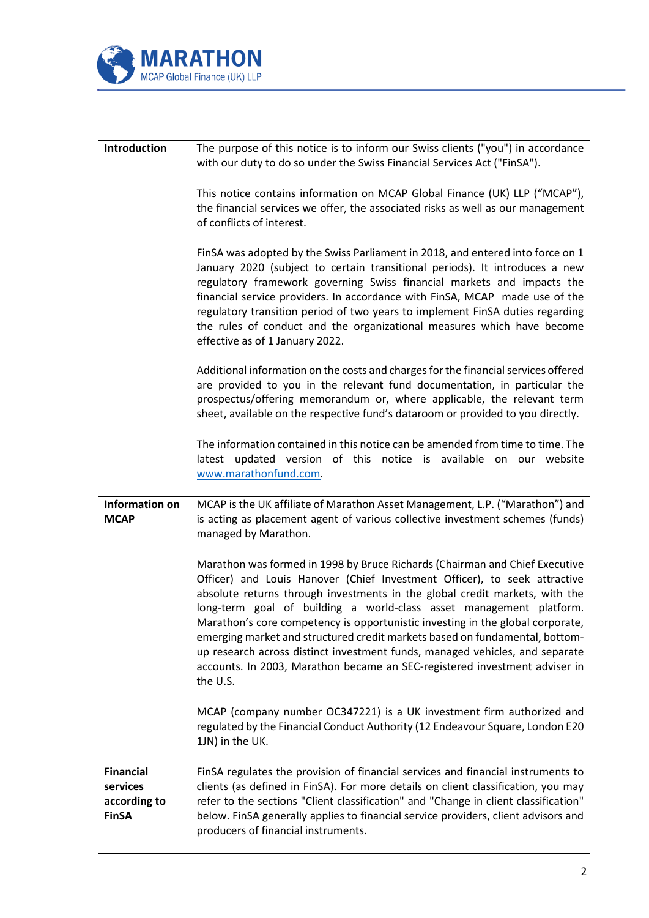| **Introduction** | The purpose of this notice is to inform our Swiss clients ("you") in accordance with our duty to do so under the Swiss Financial Services Act ("FinSA").<br><br>This notice contains information on MCAP Global Finance (UK) LLP ("MCAP"), the financial services we offer, the associated risks as well as our management of conflicts of interest.<br><br>FinSA was adopted by the Swiss Parliament in 2018, and entered into force on 1 January 2020 (subject to certain transitional periods). It introduces a new regulatory framework governing Swiss financial markets and impacts the financial service providers. In accordance with FinSA, MCAP made use of the regulatory transition period of two years to implement FinSA duties regarding the rules of conduct and the organizational measures which have become effective as of 1 January 2022.<br><br>Additional information on the costs and charges for the financial services offered are provided to you in the relevant fund documentation, in particular the prospectus/offering memorandum or, where applicable, the relevant term sheet, available on the respective fund's dataroom or provided to you directly.<br><br>The information contained in this notice can be amended from time to time. The latest updated version of this notice is available on our website [www.marathonfund.com](http://www.marathonfund.com). |
|---|---|
| **Information on MCAP** | MCAP is the UK affiliate of Marathon Asset Management, L.P. ("Marathon") and is acting as placement agent of various collective investment schemes (funds) managed by Marathon.<br><br>Marathon was formed in 1998 by Bruce Richards (Chairman and Chief Executive Officer) and Louis Hanover (Chief Investment Officer), to seek attractive absolute returns through investments in the global credit markets, with the long-term goal of building a world-class asset management platform. Marathon's core competency is opportunistic investing in the global corporate, emerging market and structured credit markets based on fundamental, bottom-up research across distinct investment funds, managed vehicles, and separate accounts. In 2003, Marathon became an SEC-registered investment adviser in the U.S.<br><br>MCAP (company number OC347221) is a UK investment firm authorized and regulated by the Financial Conduct Authority (12 Endeavour Square, London E20 1JN) in the UK. |
| **Financial services according to FinSA** | FinSA regulates the provision of financial services and financial instruments to clients (as defined in FinSA). For more details on client classification, you may refer to the sections "Client classification" and "Change in client classification" below. FinSA generally applies to financial service providers, client advisors and producers of financial instruments. |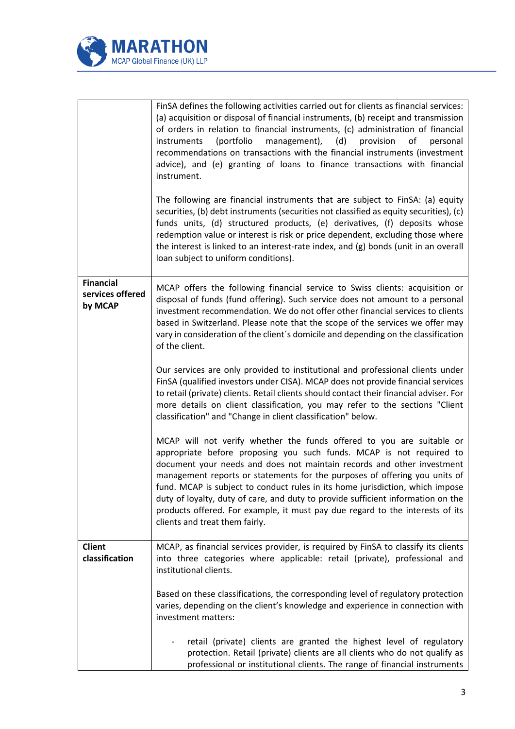|  |  |
| --- | --- |
|  | FinSA defines the following activities carried out for clients as financial services: (a) acquisition or disposal of financial instruments, (b) receipt and transmission of orders in relation to financial instruments, (c) administration of financial instruments (portfolio management), (d) provision of personal recommendations on transactions with the financial instruments (investment advice), and (e) granting of loans to finance transactions with financial instrument.<br><br>The following are financial instruments that are subject to FinSA: (a) equity securities, (b) debt instruments (securities not classified as equity securities), (c) funds units, (d) structured products, (e) derivatives, (f) deposits whose redemption value or interest is risk or price dependent, excluding those where the interest is linked to an interest-rate index, and (g) bonds (unit in an overall loan subject to uniform conditions). |
| **Financial services offered by MCAP** | MCAP offers the following financial service to Swiss clients: acquisition or disposal of funds (fund offering). Such service does not amount to a personal investment recommendation. We do not offer other financial services to clients based in Switzerland. Please note that the scope of the services we offer may vary in consideration of the client´s domicile and depending on the classification of the client.<br><br>Our services are only provided to institutional and professional clients under FinSA (qualified investors under CISA). MCAP does not provide financial services to retail (private) clients. Retail clients should contact their financial adviser. For more details on client classification, you may refer to the sections "Client classification" and "Change in client classification" below.<br><br>MCAP will not verify whether the funds offered to you are suitable or appropriate before proposing you such funds. MCAP is not required to document your needs and does not maintain records and other investment management reports or statements for the purposes of offering you units of fund. MCAP is subject to conduct rules in its home jurisdiction, which impose duty of loyalty, duty of care, and duty to provide sufficient information on the products offered. For example, it must pay due regard to the interests of its clients and treat them fairly. |
| **Client classification** | MCAP, as financial services provider, is required by FinSA to classify its clients into three categories where applicable: retail (private), professional and institutional clients.<br><br>Based on these classifications, the corresponding level of regulatory protection varies, depending on the client's knowledge and experience in connection with investment matters:<br><br>- retail (private) clients are granted the highest level of regulatory protection. Retail (private) clients are all clients who do not qualify as professional or institutional clients. The range of financial instruments |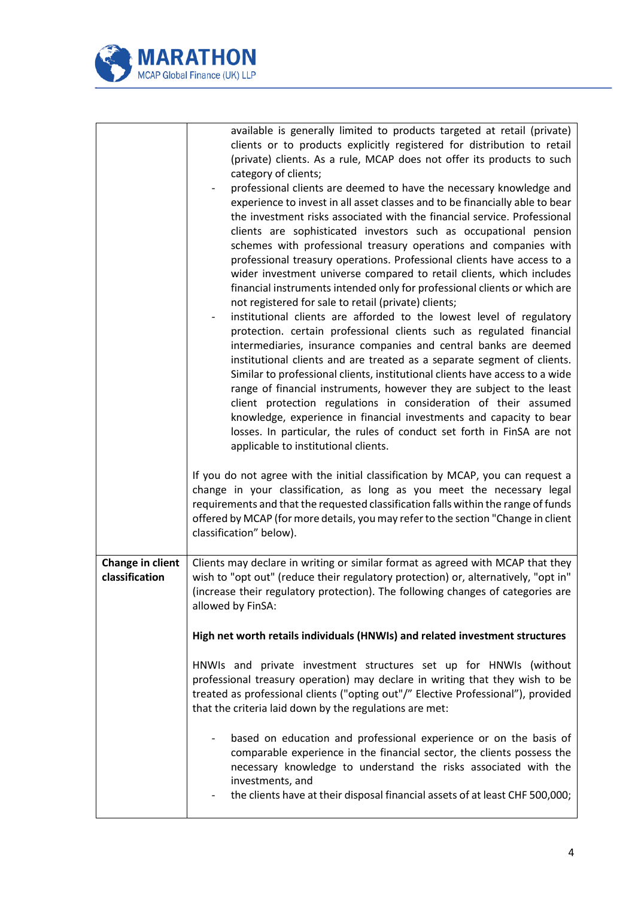| | |
|---|---|
| | available is generally limited to products targeted at retail (private) clients or to products explicitly registered for distribution to retail (private) clients. As a rule, MCAP does not offer its products to such category of clients;<br>- professional clients are deemed to have the necessary knowledge and experience to invest in all asset classes and to be financially able to bear the investment risks associated with the financial service. Professional clients are sophisticated investors such as occupational pension schemes with professional treasury operations and companies with professional treasury operations. Professional clients have access to a wider investment universe compared to retail clients, which includes financial instruments intended only for professional clients or which are not registered for sale to retail (private) clients;<br>- institutional clients are afforded to the lowest level of regulatory protection. certain professional clients such as regulated financial intermediaries, insurance companies and central banks are deemed institutional clients and are treated as a separate segment of clients. Similar to professional clients, institutional clients have access to a wide range of financial instruments, however they are subject to the least client protection regulations in consideration of their assumed knowledge, experience in financial investments and capacity to bear losses. In particular, the rules of conduct set forth in FinSA are not applicable to institutional clients.<br><br>If you do not agree with the initial classification by MCAP, you can request a change in your classification, as long as you meet the necessary legal requirements and that the requested classification falls within the range of funds offered by MCAP (for more details, you may refer to the section "Change in client classification" below). |
| **Change in client classification** | Clients may declare in writing or similar format as agreed with MCAP that they wish to "opt out" (reduce their regulatory protection) or, alternatively, "opt in" (increase their regulatory protection). The following changes of categories are allowed by FinSA:<br><br>**High net worth retails individuals (HNWIs) and related investment structures**<br><br>HNWIs and private investment structures set up for HNWIs (without professional treasury operation) may declare in writing that they wish to be treated as professional clients ("opting out"/" Elective Professional"), provided that the criteria laid down by the regulations are met:<br><br>- based on education and professional experience or on the basis of comparable experience in the financial sector, the clients possess the necessary knowledge to understand the risks associated with the investments, and<br>- the clients have at their disposal financial assets of at least CHF 500,000; |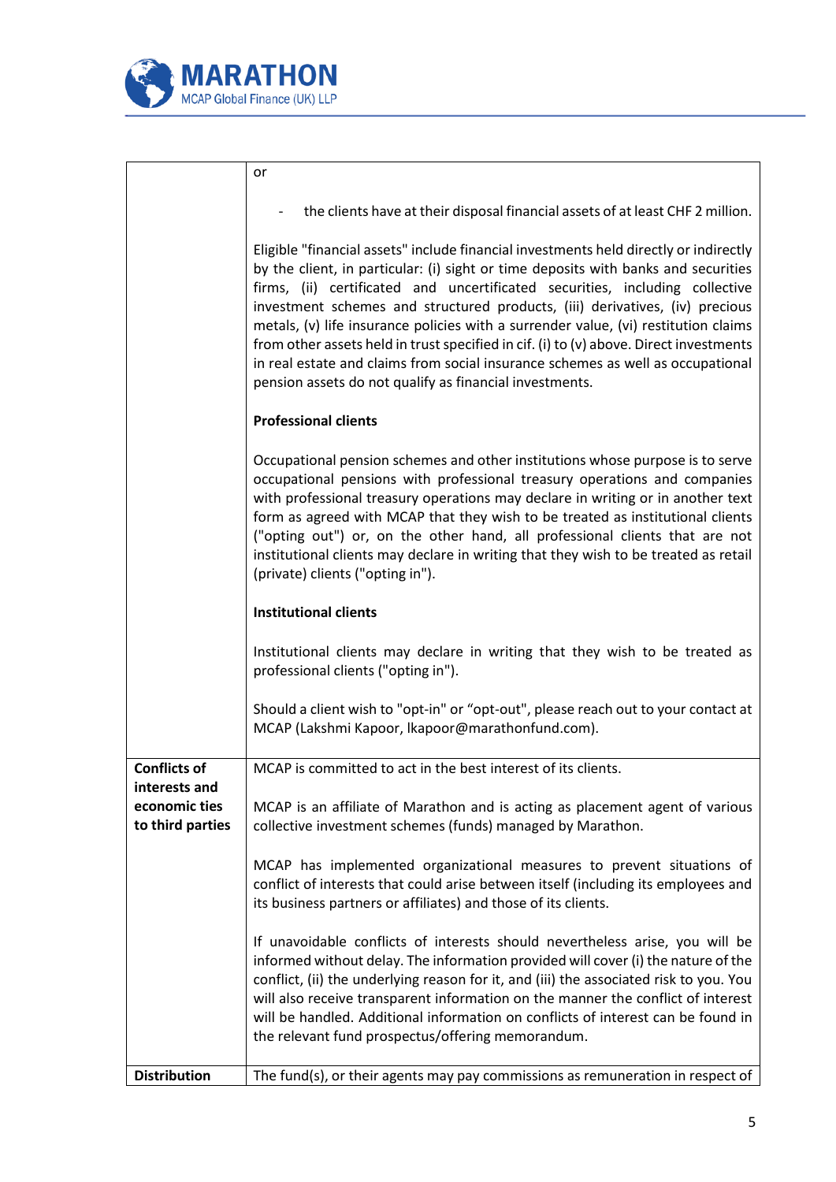| | |
|---|---|
| | or<br><br>- the clients have at their disposal financial assets of at least CHF 2 million.<br><br>Eligible "financial assets" include financial investments held directly or indirectly by the client, in particular: (i) sight or time deposits with banks and securities firms, (ii) certificated and uncertificated securities, including collective investment schemes and structured products, (iii) derivatives, (iv) precious metals, (v) life insurance policies with a surrender value, (vi) restitution claims from other assets held in trust specified in cif. (i) to (v) above. Direct investments in real estate and claims from social insurance schemes as well as occupational pension assets do not qualify as financial investments.<br><br>**Professional clients**<br><br>Occupational pension schemes and other institutions whose purpose is to serve occupational pensions with professional treasury operations and companies with professional treasury operations may declare in writing or in another text form as agreed with MCAP that they wish to be treated as institutional clients ("opting out") or, on the other hand, all professional clients that are not institutional clients may declare in writing that they wish to be treated as retail (private) clients ("opting in").<br><br>**Institutional clients**<br><br>Institutional clients may declare in writing that they wish to be treated as professional clients ("opting in").<br><br>Should a client wish to "opt-in" or "opt-out", please reach out to your contact at MCAP (Lakshmi Kapoor, lkapoor@marathonfund.com). |
| **Conflicts of interests and economic ties to third parties** | MCAP is committed to act in the best interest of its clients.<br><br>MCAP is an affiliate of Marathon and is acting as placement agent of various collective investment schemes (funds) managed by Marathon.<br><br>MCAP has implemented organizational measures to prevent situations of conflict of interests that could arise between itself (including its employees and its business partners or affiliates) and those of its clients.<br><br>If unavoidable conflicts of interests should nevertheless arise, you will be informed without delay. The information provided will cover (i) the nature of the conflict, (ii) the underlying reason for it, and (iii) the associated risk to you. You will also receive transparent information on the manner the conflict of interest will be handled. Additional information on conflicts of interest can be found in the relevant fund prospectus/offering memorandum. |
| **Distribution** | The fund(s), or their agents may pay commissions as remuneration in respect of |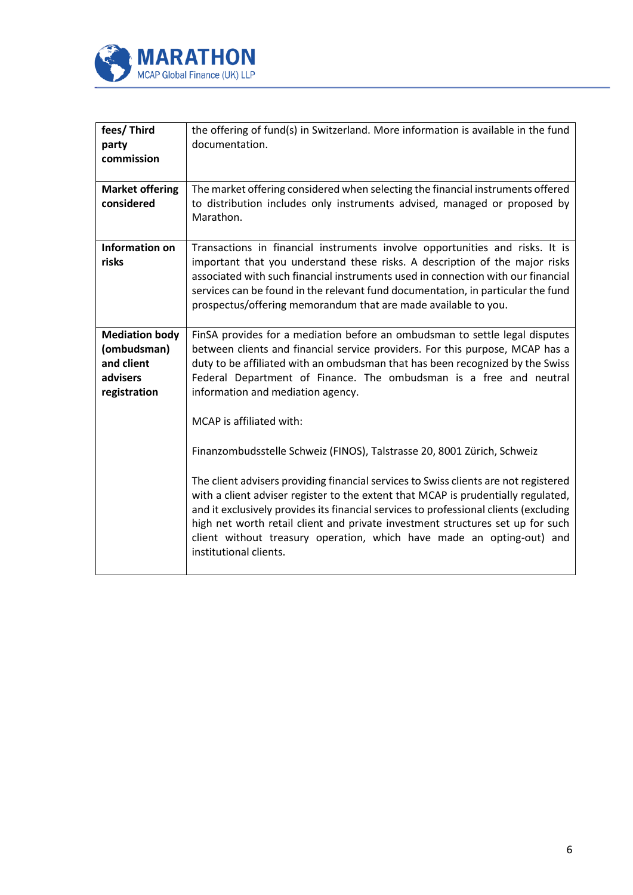| fees/ Third party commission | the offering of fund(s) in Switzerland. More information is available in the fund documentation. |
|---|---|
| **Market offering considered** | The market offering considered when selecting the financial instruments offered to distribution includes only instruments advised, managed or proposed by Marathon. |
| **Information on risks** | Transactions in financial instruments involve opportunities and risks. It is important that you understand these risks. A description of the major risks associated with such financial instruments used in connection with our financial services can be found in the relevant fund documentation, in particular the fund prospectus/offering memorandum that are made available to you. |
| **Mediation body (ombudsman) and client advisers registration** | FinSA provides for a mediation before an ombudsman to settle legal disputes between clients and financial service providers. For this purpose, MCAP has a duty to be affiliated with an ombudsman that has been recognized by the Swiss Federal Department of Finance. The ombudsman is a free and neutral information and mediation agency.<br><br>MCAP is affiliated with:<br><br>Finanzombudsstelle Schweiz (FINOS), Talstrasse 20, 8001 Zürich, Schweiz<br><br>The client advisers providing financial services to Swiss clients are not registered with a client adviser register to the extent that MCAP is prudentially regulated, and it exclusively provides its financial services to professional clients (excluding high net worth retail client and private investment structures set up for such client without treasury operation, which have made an opting-out) and institutional clients. |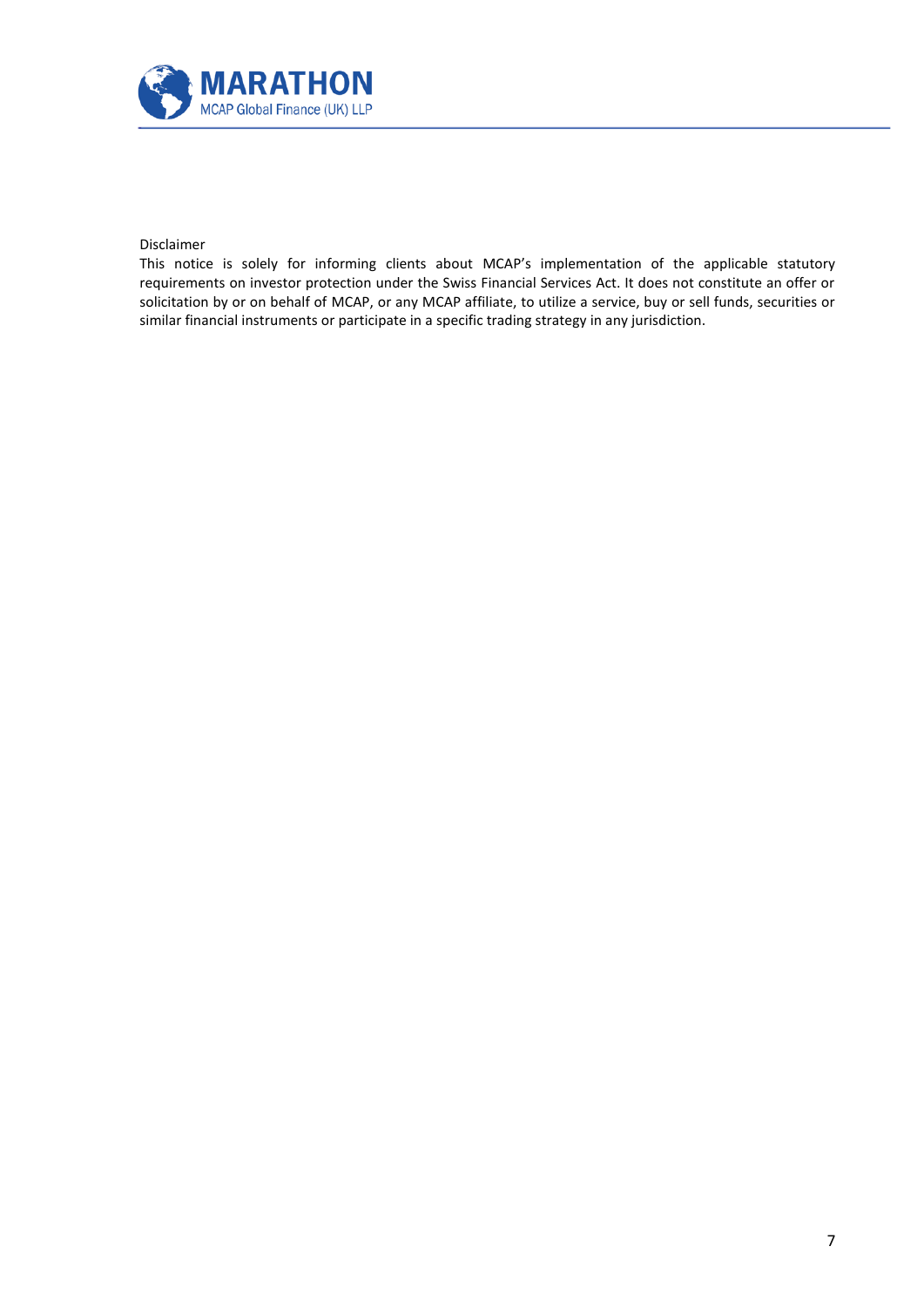Disclaimer

This notice is solely for informing clients about MCAP's implementation of the applicable statutory requirements on investor protection under the Swiss Financial Services Act. It does not constitute an offer or solicitation by or on behalf of MCAP, or any MCAP affiliate, to utilize a service, buy or sell funds, securities or similar financial instruments or participate in a specific trading strategy in any jurisdiction.